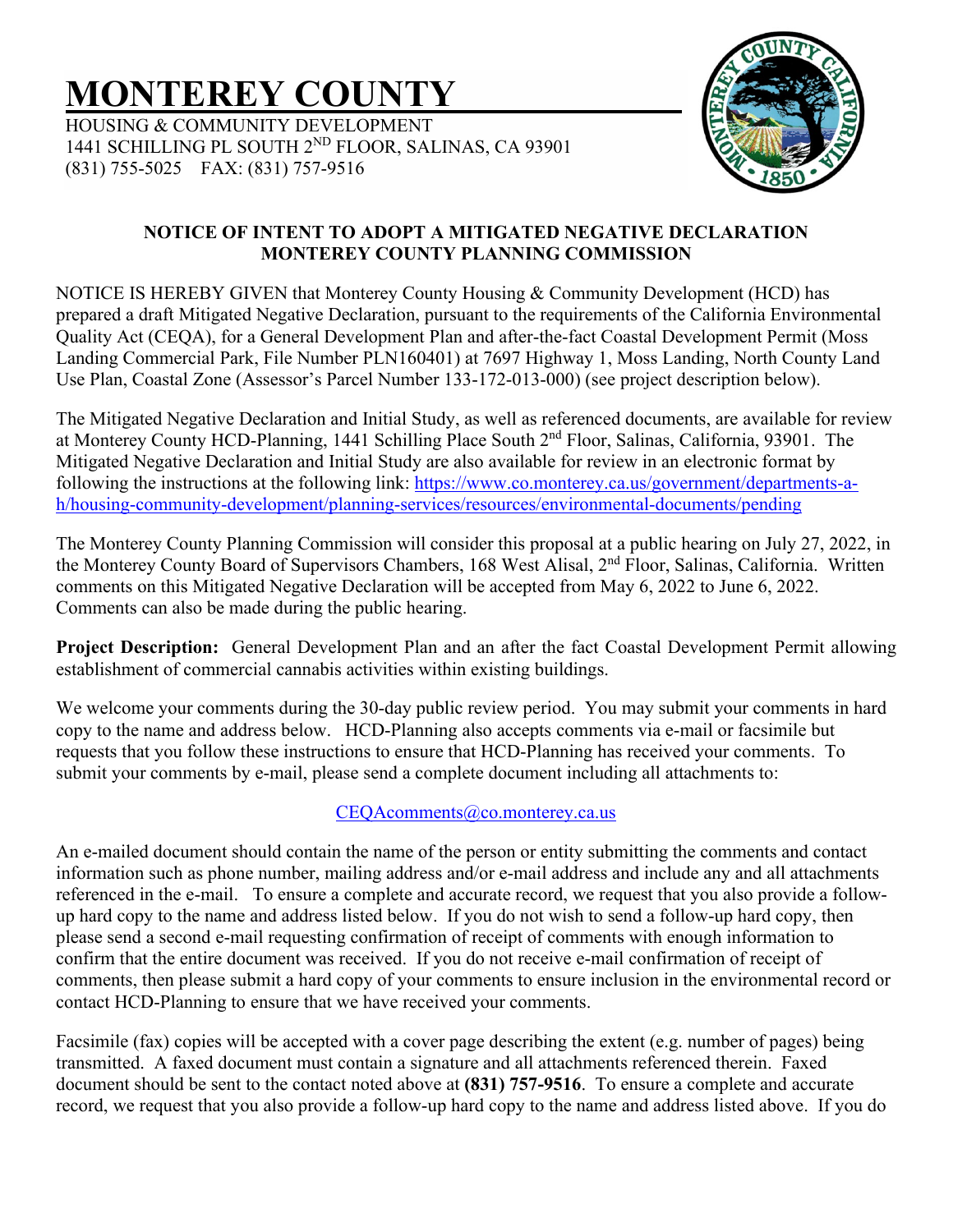# MONTEREY COUNTY

HOUSING & COMMUNITY DEVELOPMENT
1441 SCHILLING PL SOUTH 2ND FLOOR, SALINAS, CA 93901
(831) 755-5025    FAX: (831) 757-9516

**NOTICE OF INTENT TO ADOPT A MITIGATED NEGATIVE DECLARATION**
**MONTEREY COUNTY PLANNING COMMISSION**

NOTICE IS HEREBY GIVEN that Monterey County Housing & Community Development (HCD) has prepared a draft Mitigated Negative Declaration, pursuant to the requirements of the California Environmental Quality Act (CEQA), for a General Development Plan and after-the-fact Coastal Development Permit (Moss Landing Commercial Park, File Number PLN160401) at 7697 Highway 1, Moss Landing, North County Land Use Plan, Coastal Zone (Assessor's Parcel Number 133-172-013-000) (see project description below).

The Mitigated Negative Declaration and Initial Study, as well as referenced documents, are available for review at Monterey County HCD-Planning, 1441 Schilling Place South 2nd Floor, Salinas, California, 93901. The Mitigated Negative Declaration and Initial Study are also available for review in an electronic format by following the instructions at the following link: https://www.co.monterey.ca.us/government/departments-a-h/housing-community-development/planning-services/resources/environmental-documents/pending

The Monterey County Planning Commission will consider this proposal at a public hearing on July 27, 2022, in the Monterey County Board of Supervisors Chambers, 168 West Alisal, 2nd Floor, Salinas, California. Written comments on this Mitigated Negative Declaration will be accepted from May 6, 2022 to June 6, 2022. Comments can also be made during the public hearing.

**Project Description:** General Development Plan and an after the fact Coastal Development Permit allowing establishment of commercial cannabis activities within existing buildings.

We welcome your comments during the 30-day public review period. You may submit your comments in hard copy to the name and address below. HCD-Planning also accepts comments via e-mail or facsimile but requests that you follow these instructions to ensure that HCD-Planning has received your comments. To submit your comments by e-mail, please send a complete document including all attachments to:

CEQAcomments@co.monterey.ca.us

An e-mailed document should contain the name of the person or entity submitting the comments and contact information such as phone number, mailing address and/or e-mail address and include any and all attachments referenced in the e-mail. To ensure a complete and accurate record, we request that you also provide a follow-up hard copy to the name and address listed below. If you do not wish to send a follow-up hard copy, then please send a second e-mail requesting confirmation of receipt of comments with enough information to confirm that the entire document was received. If you do not receive e-mail confirmation of receipt of comments, then please submit a hard copy of your comments to ensure inclusion in the environmental record or contact HCD-Planning to ensure that we have received your comments.

Facsimile (fax) copies will be accepted with a cover page describing the extent (e.g. number of pages) being transmitted. A faxed document must contain a signature and all attachments referenced therein. Faxed document should be sent to the contact noted above at **(831) 757-9516**. To ensure a complete and accurate record, we request that you also provide a follow-up hard copy to the name and address listed above. If you do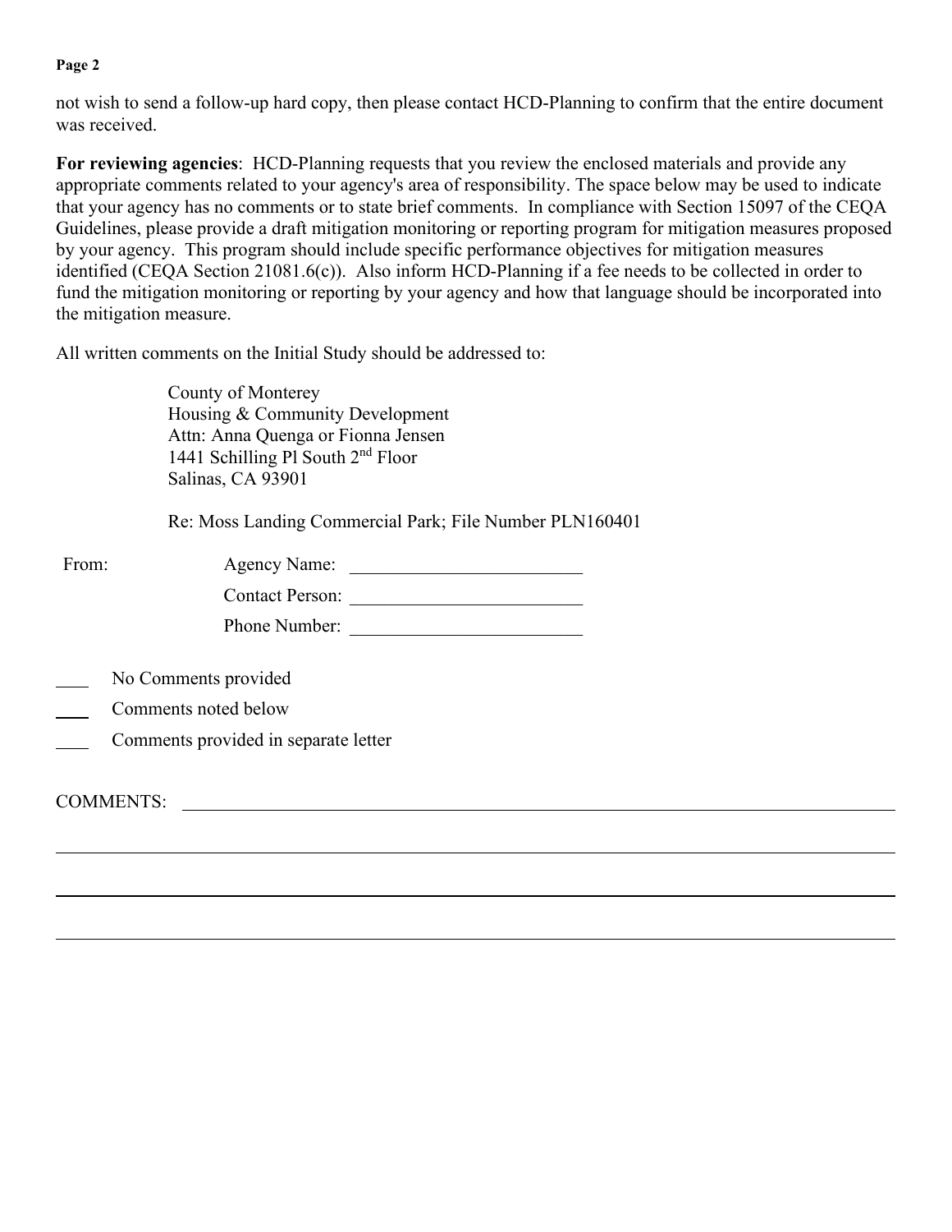not wish to send a follow-up hard copy, then please contact HCD-Planning to confirm that the entire document was received.

**For reviewing agencies**: HCD-Planning requests that you review the enclosed materials and provide any appropriate comments related to your agency's area of responsibility. The space below may be used to indicate that your agency has no comments or to state brief comments. In compliance with Section 15097 of the CEQA Guidelines, please provide a draft mitigation monitoring or reporting program for mitigation measures proposed by your agency. This program should include specific performance objectives for mitigation measures identified (CEQA Section 21081.6(c)). Also inform HCD-Planning if a fee needs to be collected in order to fund the mitigation monitoring or reporting by your agency and how that language should be incorporated into the mitigation measure.

All written comments on the Initial Study should be addressed to:

County of Monterey
Housing & Community Development
Attn: Anna Quenga or Fionna Jensen
1441 Schilling Pl South 2nd Floor
Salinas, CA 93901

Re: Moss Landing Commercial Park; File Number PLN160401

From: Agency Name: \_\_\_\_\_\_\_\_\_\_\_\_\_\_\_\_\_\_\_\_\_\_\_\_\_

Contact Person: \_\_\_\_\_\_\_\_\_\_\_\_\_\_\_\_\_\_\_\_\_\_\_\_\_

Phone Number: \_\_\_\_\_\_\_\_\_\_\_\_\_\_\_\_\_\_\_\_\_\_\_\_\_

\_\_\_\_ No Comments provided

\_\_\_\_ Comments noted below

\_\_\_\_ Comments provided in separate letter

COMMENTS: \_\_\_\_\_\_\_\_\_\_\_\_\_\_\_\_\_\_\_\_\_\_\_\_\_\_\_\_\_\_\_\_\_\_\_\_\_\_\_\_\_\_\_\_\_\_\_\_\_\_\_\_\_\_\_\_\_\_\_\_\_\_\_\_

\_\_\_\_\_\_\_\_\_\_\_\_\_\_\_\_\_\_\_\_\_\_\_\_\_\_\_\_\_\_\_\_\_\_\_\_\_\_\_\_\_\_\_\_\_\_\_\_\_\_\_\_\_\_\_\_\_\_\_\_\_\_\_\_\_\_\_\_\_\_\_\_\_\_\_\_

\_\_\_\_\_\_\_\_\_\_\_\_\_\_\_\_\_\_\_\_\_\_\_\_\_\_\_\_\_\_\_\_\_\_\_\_\_\_\_\_\_\_\_\_\_\_\_\_\_\_\_\_\_\_\_\_\_\_\_\_\_\_\_\_\_\_\_\_\_\_\_\_\_\_\_\_

\_\_\_\_\_\_\_\_\_\_\_\_\_\_\_\_\_\_\_\_\_\_\_\_\_\_\_\_\_\_\_\_\_\_\_\_\_\_\_\_\_\_\_\_\_\_\_\_\_\_\_\_\_\_\_\_\_\_\_\_\_\_\_\_\_\_\_\_\_\_\_\_\_\_\_\_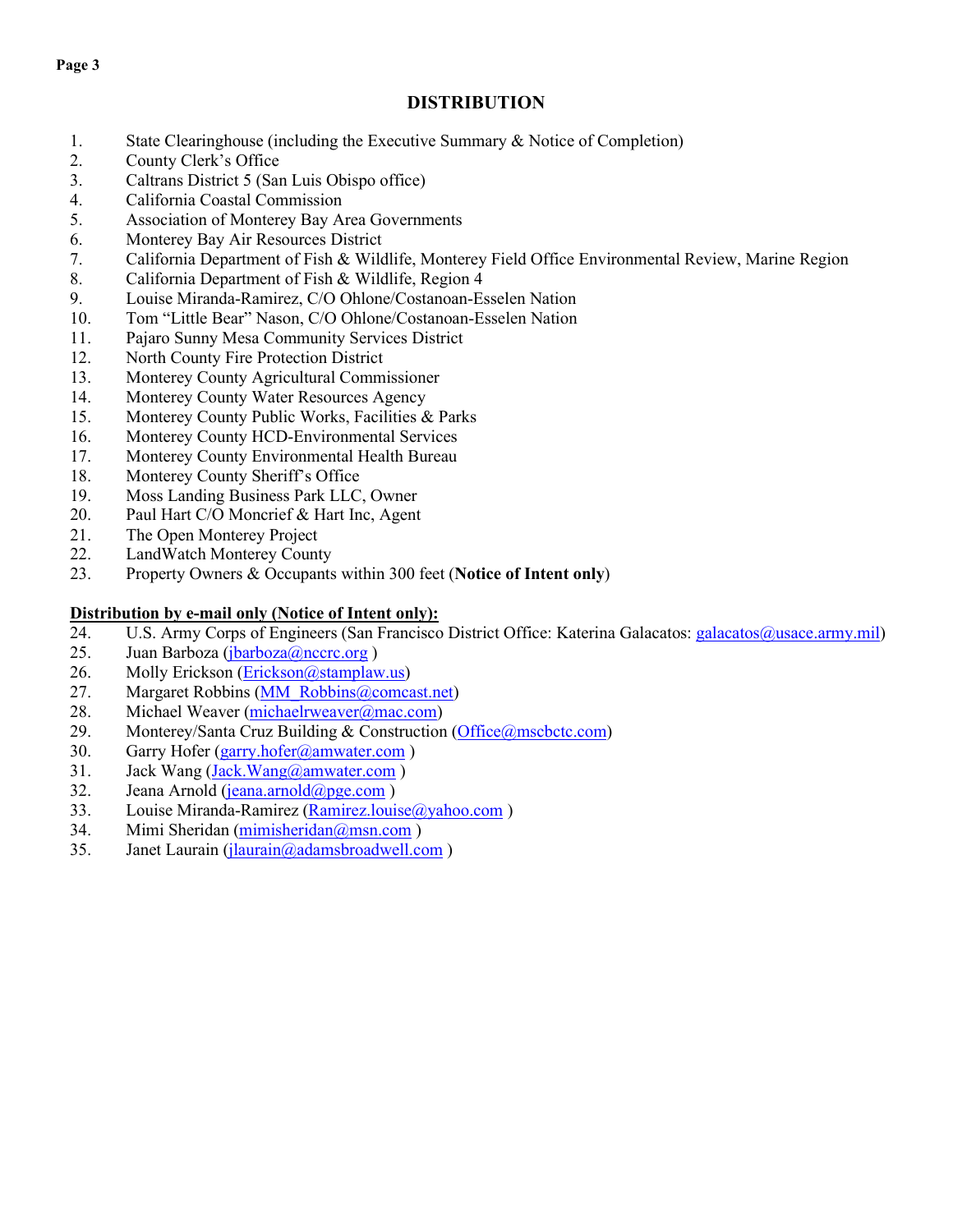## DISTRIBUTION

1. State Clearinghouse (including the Executive Summary & Notice of Completion)
2. County Clerk's Office
3. Caltrans District 5 (San Luis Obispo office)
4. California Coastal Commission
5. Association of Monterey Bay Area Governments
6. Monterey Bay Air Resources District
7. California Department of Fish & Wildlife, Monterey Field Office Environmental Review, Marine Region
8. California Department of Fish & Wildlife, Region 4
9. Louise Miranda-Ramirez, C/O Ohlone/Costanoan-Esselen Nation
10. Tom "Little Bear" Nason, C/O Ohlone/Costanoan-Esselen Nation
11. Pajaro Sunny Mesa Community Services District
12. North County Fire Protection District
13. Monterey County Agricultural Commissioner
14. Monterey County Water Resources Agency
15. Monterey County Public Works, Facilities & Parks
16. Monterey County HCD-Environmental Services
17. Monterey County Environmental Health Bureau
18. Monterey County Sheriff's Office
19. Moss Landing Business Park LLC, Owner
20. Paul Hart C/O Moncrief & Hart Inc, Agent
21. The Open Monterey Project
22. LandWatch Monterey County
23. Property Owners & Occupants within 300 feet (**Notice of Intent only**)

**Distribution by e-mail only (Notice of Intent only):**

24. U.S. Army Corps of Engineers (San Francisco District Office: Katerina Galacatos: galacatos@usace.army.mil)
25. Juan Barboza (jbarboza@nccrc.org )
26. Molly Erickson (Erickson@stamplaw.us)
27. Margaret Robbins (MM_Robbins@comcast.net)
28. Michael Weaver (michaelrweaver@mac.com)
29. Monterey/Santa Cruz Building & Construction (Office@mscbctc.com)
30. Garry Hofer (garry.hofer@amwater.com )
31. Jack Wang (Jack.Wang@amwater.com )
32. Jeana Arnold (jeana.arnold@pge.com )
33. Louise Miranda-Ramirez (Ramirez.louise@yahoo.com )
34. Mimi Sheridan (mimisheridan@msn.com )
35. Janet Laurain (jlaurain@adamsbroadwell.com )